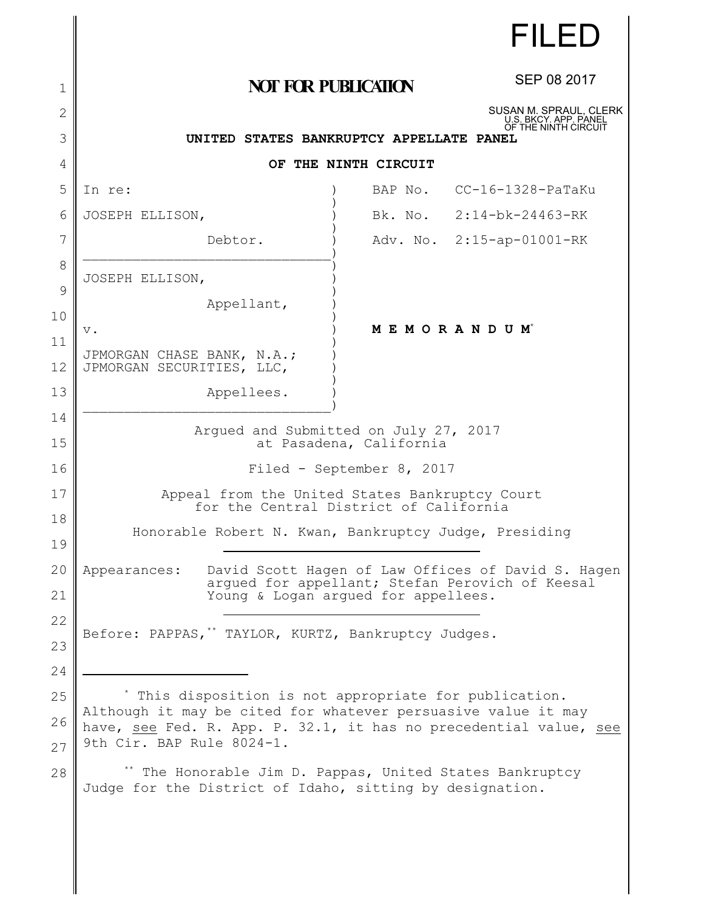FILED

SEP 08 2017

SUSAN M. SPRAUL, CLERK
U.S. BKCY. APP. PANEL
OF THE NINTH CIRCUIT

**NOT FOR PUBLICATION**

**UNITED STATES BANKRUPTCY APPELLATE PANEL**

**OF THE NINTH CIRCUIT**

| | | |
|---|---|---|
| In re: | BAP No. | CC-16-1328-PaTaKu |
| JOSEPH ELLISON, Debtor. | Bk. No. | 2:14-bk-24463-RK |
| | Adv. No. | 2:15-ap-01001-RK |
| JOSEPH ELLISON, Appellant, | | |
| v. | | **M E M O R A N D U M**[*] |
| JPMORGAN CHASE BANK, N.A.; JPMORGAN SECURITIES, LLC, Appellees. | | |

Argued and Submitted on July 27, 2017
at Pasadena, California

Filed - September 8, 2017

Appeal from the United States Bankruptcy Court
for the Central District of California

Honorable Robert N. Kwan, Bankruptcy Judge, Presiding

Appearances: David Scott Hagen of Law Offices of David S. Hagen argued for appellant; Stefan Perovich of Keesal Young & Logan argued for appellees.

Before: PAPPAS,[**] TAYLOR, KURTZ, Bankruptcy Judges.

---

[*] This disposition is not appropriate for publication. Although it may be cited for whatever persuasive value it may have, see Fed. R. App. P. 32.1, it has no precedential value, see 9th Cir. BAP Rule 8024-1.

[**] The Honorable Jim D. Pappas, United States Bankruptcy Judge for the District of Idaho, sitting by designation.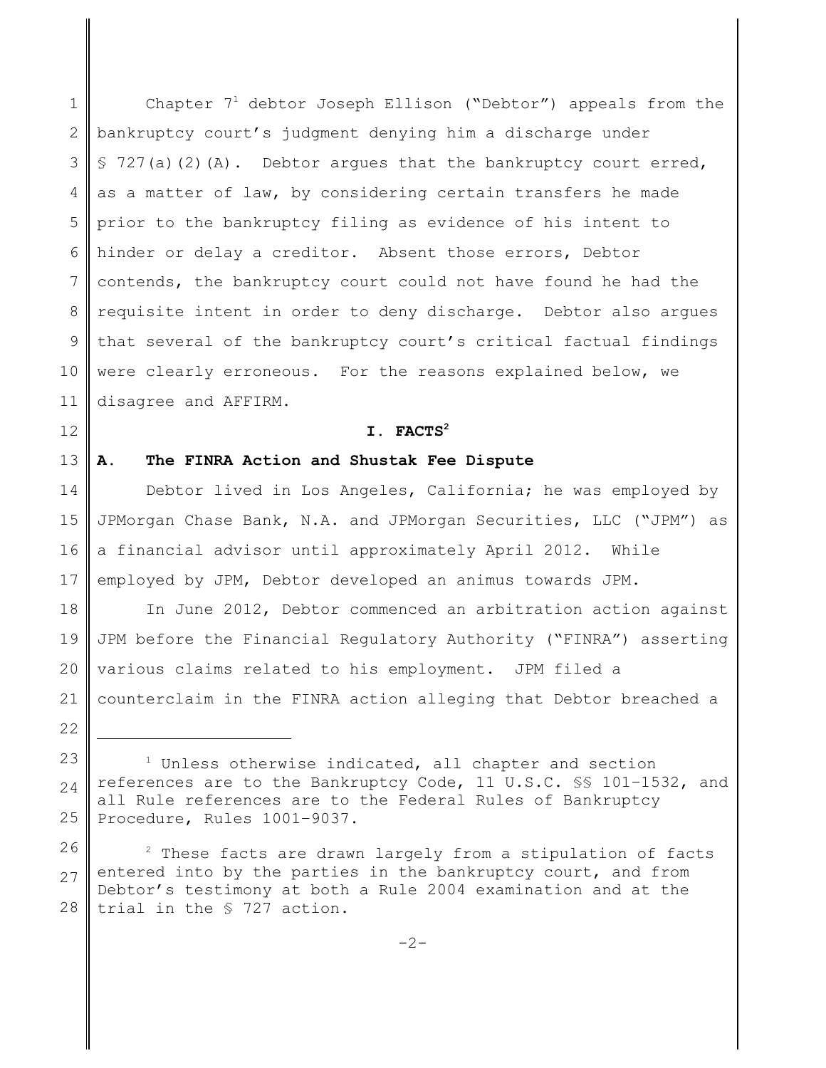Chapter 7[1] debtor Joseph Ellison ("Debtor") appeals from the bankruptcy court's judgment denying him a discharge under § 727(a)(2)(A). Debtor argues that the bankruptcy court erred, as a matter of law, by considering certain transfers he made prior to the bankruptcy filing as evidence of his intent to hinder or delay a creditor. Absent those errors, Debtor contends, the bankruptcy court could not have found he had the requisite intent in order to deny discharge. Debtor also argues that several of the bankruptcy court's critical factual findings were clearly erroneous. For the reasons explained below, we disagree and AFFIRM.

## I. FACTS[2]

### A. The FINRA Action and Shustak Fee Dispute

Debtor lived in Los Angeles, California; he was employed by JPMorgan Chase Bank, N.A. and JPMorgan Securities, LLC ("JPM") as a financial advisor until approximately April 2012. While employed by JPM, Debtor developed an animus towards JPM.

In June 2012, Debtor commenced an arbitration action against JPM before the Financial Regulatory Authority ("FINRA") asserting various claims related to his employment. JPM filed a counterclaim in the FINRA action alleging that Debtor breached a

---

[1] Unless otherwise indicated, all chapter and section references are to the Bankruptcy Code, 11 U.S.C. §§ 101–1532, and all Rule references are to the Federal Rules of Bankruptcy Procedure, Rules 1001–9037.

[2] These facts are drawn largely from a stipulation of facts entered into by the parties in the bankruptcy court, and from Debtor's testimony at both a Rule 2004 examination and at the trial in the § 727 action.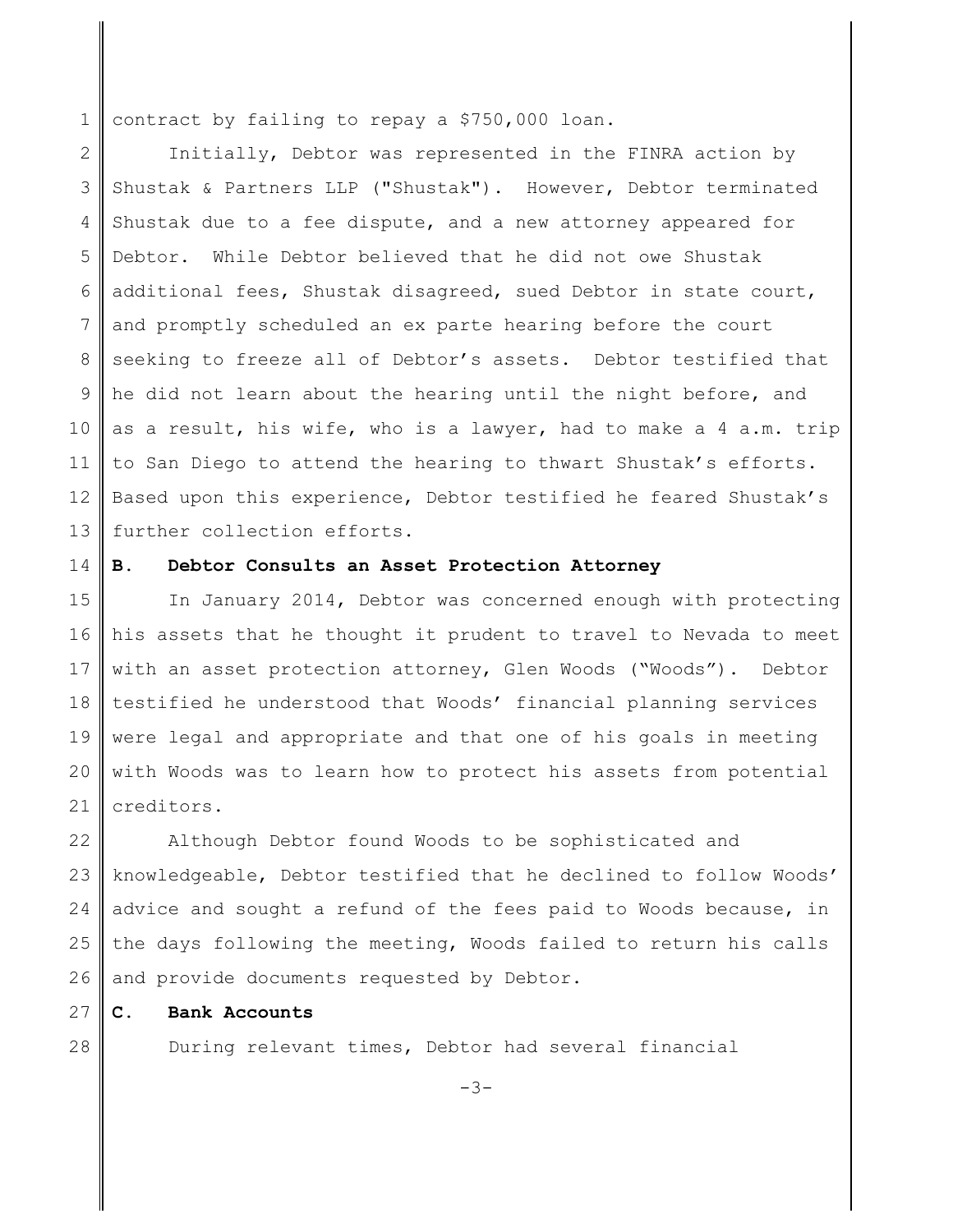contract by failing to repay a $750,000 loan.

Initially, Debtor was represented in the FINRA action by Shustak & Partners LLP ("Shustak"). However, Debtor terminated Shustak due to a fee dispute, and a new attorney appeared for Debtor. While Debtor believed that he did not owe Shustak additional fees, Shustak disagreed, sued Debtor in state court, and promptly scheduled an ex parte hearing before the court seeking to freeze all of Debtor's assets. Debtor testified that he did not learn about the hearing until the night before, and as a result, his wife, who is a lawyer, had to make a 4 a.m. trip to San Diego to attend the hearing to thwart Shustak's efforts. Based upon this experience, Debtor testified he feared Shustak's further collection efforts.

### B. Debtor Consults an Asset Protection Attorney

In January 2014, Debtor was concerned enough with protecting his assets that he thought it prudent to travel to Nevada to meet with an asset protection attorney, Glen Woods ("Woods"). Debtor testified he understood that Woods' financial planning services were legal and appropriate and that one of his goals in meeting with Woods was to learn how to protect his assets from potential creditors.

Although Debtor found Woods to be sophisticated and knowledgeable, Debtor testified that he declined to follow Woods' advice and sought a refund of the fees paid to Woods because, in the days following the meeting, Woods failed to return his calls and provide documents requested by Debtor.

### C. Bank Accounts

During relevant times, Debtor had several financial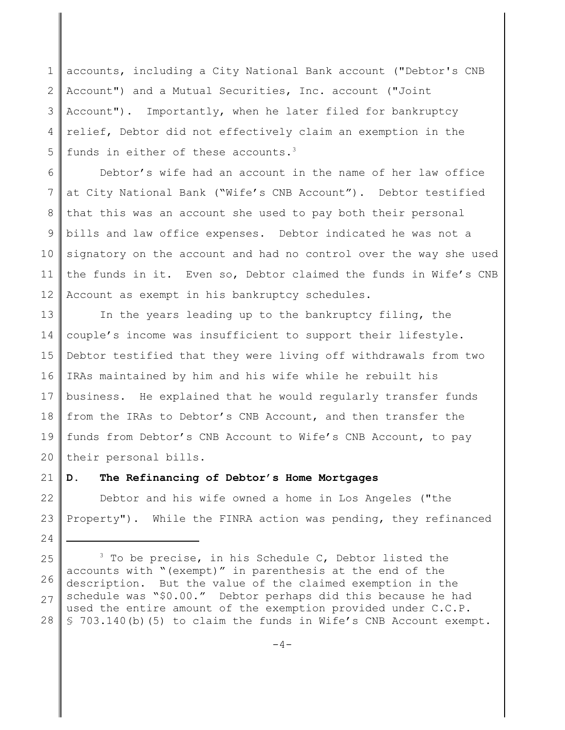accounts, including a City National Bank account ("Debtor's CNB Account") and a Mutual Securities, Inc. account ("Joint Account"). Importantly, when he later filed for bankruptcy relief, Debtor did not effectively claim an exemption in the funds in either of these accounts.[3]

Debtor's wife had an account in the name of her law office at City National Bank ("Wife's CNB Account"). Debtor testified that this was an account she used to pay both their personal bills and law office expenses. Debtor indicated he was not a signatory on the account and had no control over the way she used the funds in it. Even so, Debtor claimed the funds in Wife's CNB Account as exempt in his bankruptcy schedules.

In the years leading up to the bankruptcy filing, the couple's income was insufficient to support their lifestyle. Debtor testified that they were living off withdrawals from two IRAs maintained by him and his wife while he rebuilt his business. He explained that he would regularly transfer funds from the IRAs to Debtor's CNB Account, and then transfer the funds from Debtor's CNB Account to Wife's CNB Account, to pay their personal bills.

**D. The Refinancing of Debtor's Home Mortgages**

Debtor and his wife owned a home in Los Angeles ("the Property"). While the FINRA action was pending, they refinanced

---

[3] To be precise, in his Schedule C, Debtor listed the accounts with "(exempt)" in parenthesis at the end of the description. But the value of the claimed exemption in the schedule was "$0.00." Debtor perhaps did this because he had used the entire amount of the exemption provided under C.C.P. § 703.140(b)(5) to claim the funds in Wife's CNB Account exempt.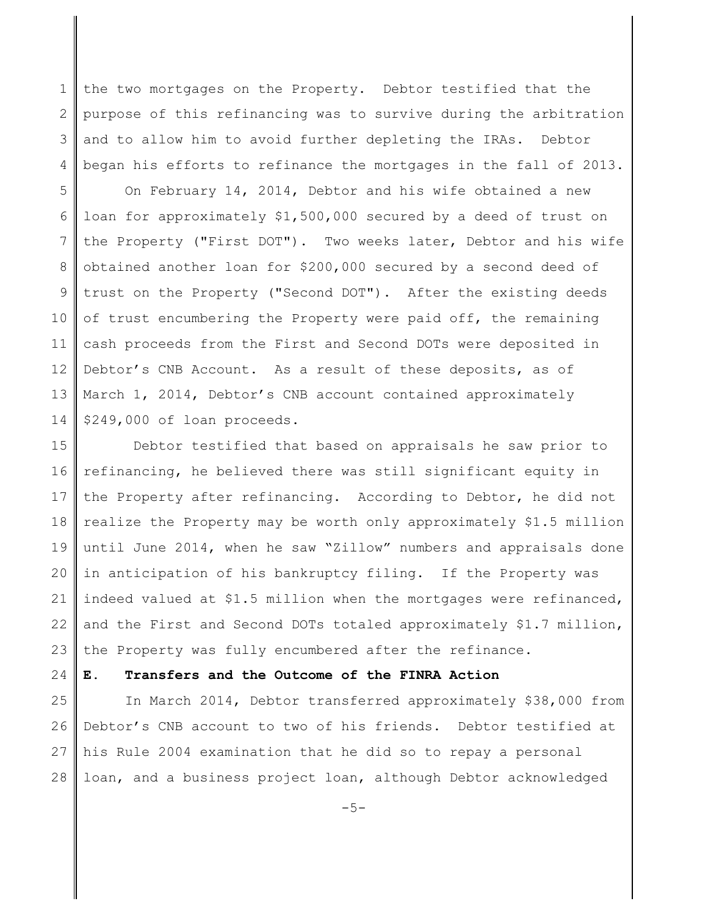the two mortgages on the Property. Debtor testified that the purpose of this refinancing was to survive during the arbitration and to allow him to avoid further depleting the IRAs. Debtor began his efforts to refinance the mortgages in the fall of 2013.

On February 14, 2014, Debtor and his wife obtained a new loan for approximately $1,500,000 secured by a deed of trust on the Property ("First DOT"). Two weeks later, Debtor and his wife obtained another loan for $200,000 secured by a second deed of trust on the Property ("Second DOT"). After the existing deeds of trust encumbering the Property were paid off, the remaining cash proceeds from the First and Second DOTs were deposited in Debtor's CNB Account. As a result of these deposits, as of March 1, 2014, Debtor's CNB account contained approximately $249,000 of loan proceeds.

Debtor testified that based on appraisals he saw prior to refinancing, he believed there was still significant equity in the Property after refinancing. According to Debtor, he did not realize the Property may be worth only approximately $1.5 million until June 2014, when he saw "Zillow" numbers and appraisals done in anticipation of his bankruptcy filing. If the Property was indeed valued at $1.5 million when the mortgages were refinanced, and the First and Second DOTs totaled approximately $1.7 million, the Property was fully encumbered after the refinance.

**E. Transfers and the Outcome of the FINRA Action**

In March 2014, Debtor transferred approximately $38,000 from Debtor's CNB account to two of his friends. Debtor testified at his Rule 2004 examination that he did so to repay a personal loan, and a business project loan, although Debtor acknowledged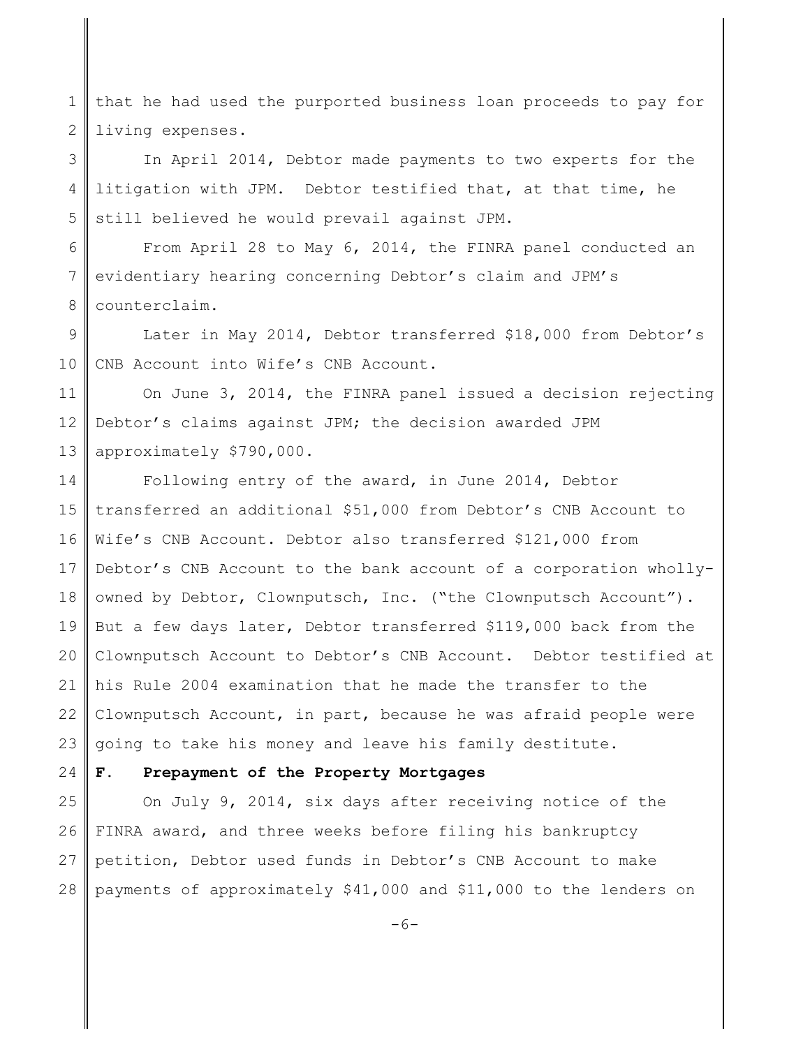that he had used the purported business loan proceeds to pay for living expenses.

In April 2014, Debtor made payments to two experts for the litigation with JPM. Debtor testified that, at that time, he still believed he would prevail against JPM.

From April 28 to May 6, 2014, the FINRA panel conducted an evidentiary hearing concerning Debtor's claim and JPM's counterclaim.

Later in May 2014, Debtor transferred $18,000 from Debtor's CNB Account into Wife's CNB Account.

On June 3, 2014, the FINRA panel issued a decision rejecting Debtor's claims against JPM; the decision awarded JPM approximately $790,000.

Following entry of the award, in June 2014, Debtor transferred an additional $51,000 from Debtor's CNB Account to Wife's CNB Account. Debtor also transferred $121,000 from Debtor's CNB Account to the bank account of a corporation wholly-owned by Debtor, Clownputsch, Inc. ("the Clownputsch Account"). But a few days later, Debtor transferred $119,000 back from the Clownputsch Account to Debtor's CNB Account. Debtor testified at his Rule 2004 examination that he made the transfer to the Clownputsch Account, in part, because he was afraid people were going to take his money and leave his family destitute.

**F. Prepayment of the Property Mortgages**

On July 9, 2014, six days after receiving notice of the FINRA award, and three weeks before filing his bankruptcy petition, Debtor used funds in Debtor's CNB Account to make payments of approximately $41,000 and $11,000 to the lenders on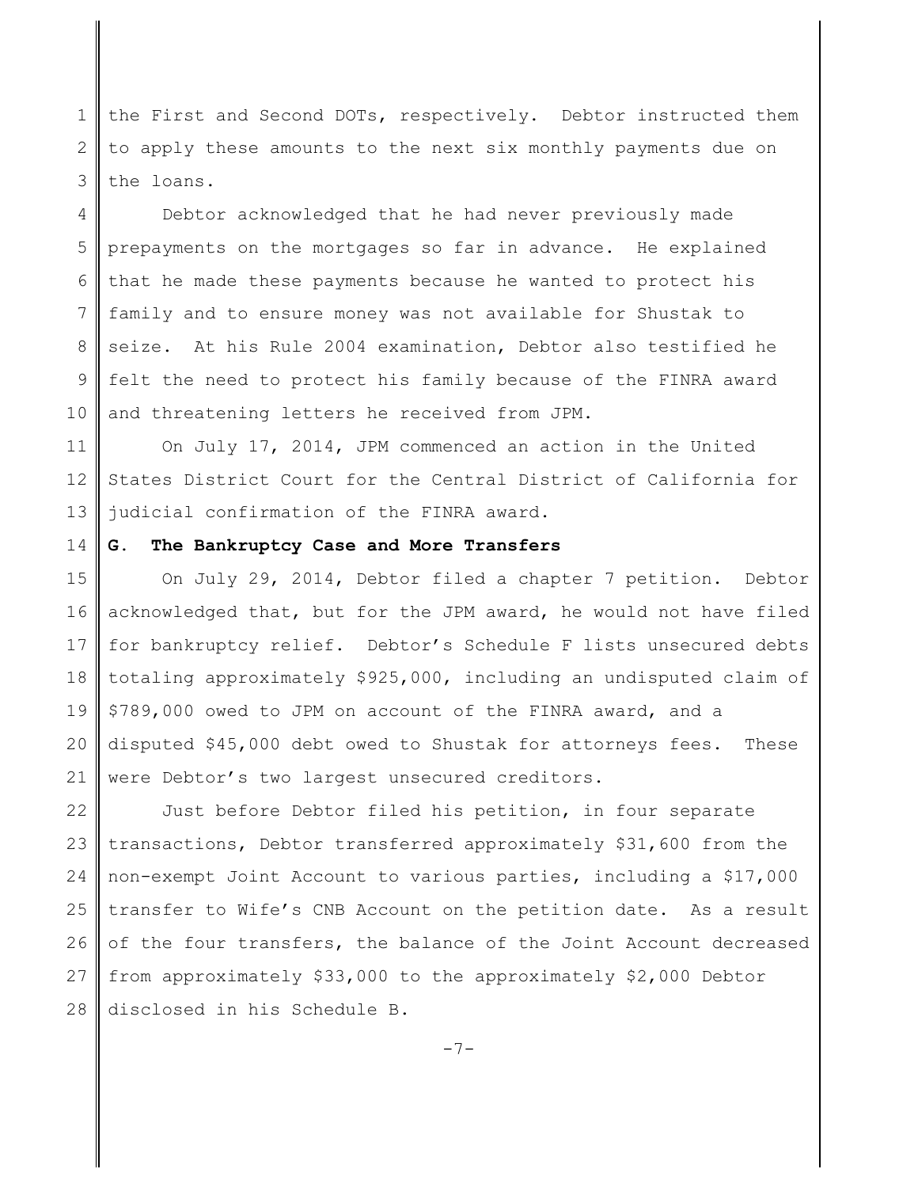the First and Second DOTs, respectively. Debtor instructed them to apply these amounts to the next six monthly payments due on the loans.

Debtor acknowledged that he had never previously made prepayments on the mortgages so far in advance. He explained that he made these payments because he wanted to protect his family and to ensure money was not available for Shustak to seize. At his Rule 2004 examination, Debtor also testified he felt the need to protect his family because of the FINRA award and threatening letters he received from JPM.

On July 17, 2014, JPM commenced an action in the United States District Court for the Central District of California for judicial confirmation of the FINRA award.

**G. The Bankruptcy Case and More Transfers**

On July 29, 2014, Debtor filed a chapter 7 petition. Debtor acknowledged that, but for the JPM award, he would not have filed for bankruptcy relief. Debtor's Schedule F lists unsecured debts totaling approximately $925,000, including an undisputed claim of $789,000 owed to JPM on account of the FINRA award, and a disputed $45,000 debt owed to Shustak for attorneys fees. These were Debtor's two largest unsecured creditors.

Just before Debtor filed his petition, in four separate transactions, Debtor transferred approximately $31,600 from the non-exempt Joint Account to various parties, including a $17,000 transfer to Wife's CNB Account on the petition date. As a result of the four transfers, the balance of the Joint Account decreased from approximately $33,000 to the approximately $2,000 Debtor disclosed in his Schedule B.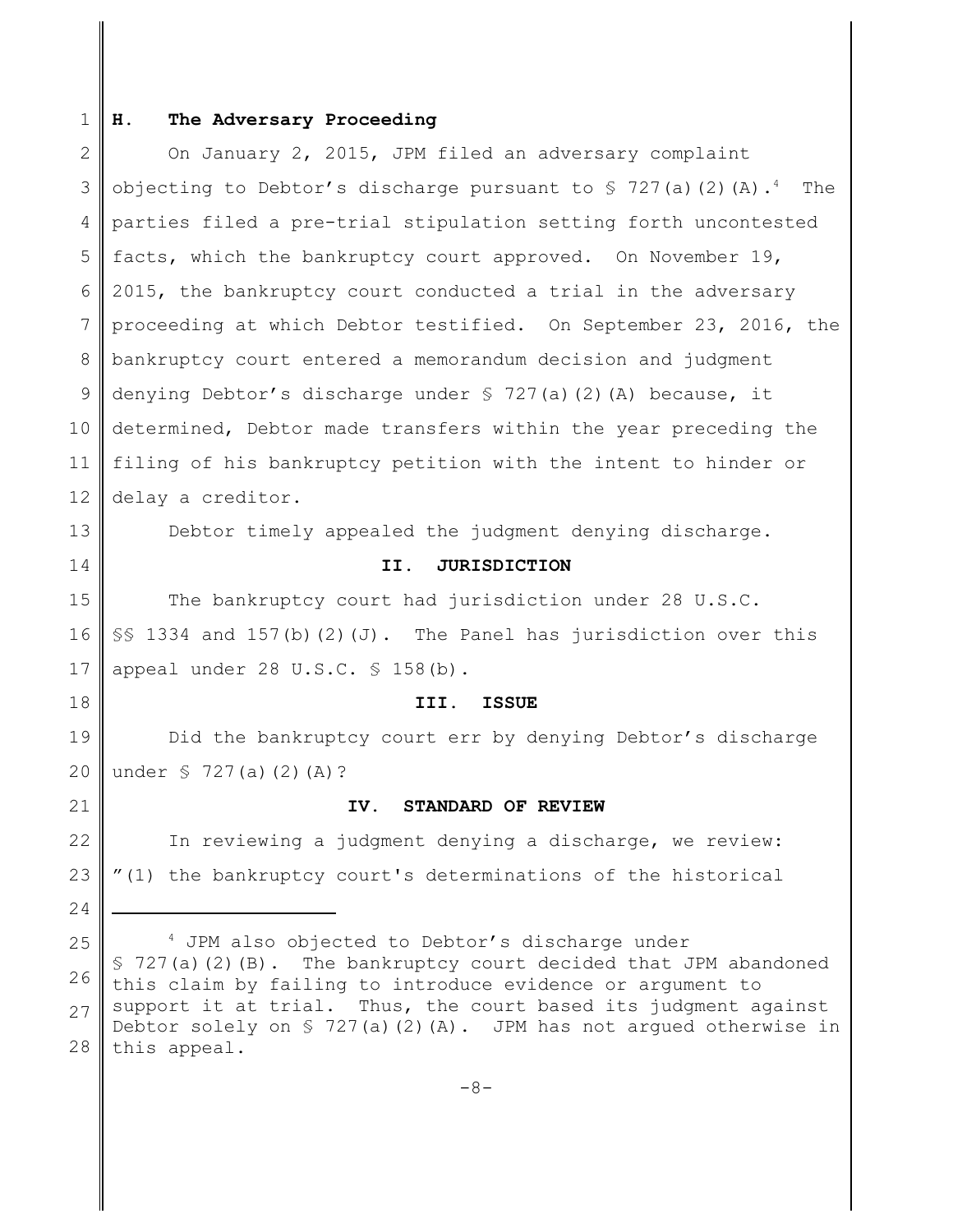### H. The Adversary Proceeding

On January 2, 2015, JPM filed an adversary complaint objecting to Debtor's discharge pursuant to § 727(a)(2)(A).[4] The parties filed a pre-trial stipulation setting forth uncontested facts, which the bankruptcy court approved. On November 19, 2015, the bankruptcy court conducted a trial in the adversary proceeding at which Debtor testified. On September 23, 2016, the bankruptcy court entered a memorandum decision and judgment denying Debtor's discharge under § 727(a)(2)(A) because, it determined, Debtor made transfers within the year preceding the filing of his bankruptcy petition with the intent to hinder or delay a creditor.

Debtor timely appealed the judgment denying discharge.

## II. JURISDICTION

The bankruptcy court had jurisdiction under 28 U.S.C. §§ 1334 and 157(b)(2)(J). The Panel has jurisdiction over this appeal under 28 U.S.C. § 158(b).

## III. ISSUE

Did the bankruptcy court err by denying Debtor's discharge under § 727(a)(2)(A)?

## IV. STANDARD OF REVIEW

In reviewing a judgment denying a discharge, we review: "(1) the bankruptcy court's determinations of the historical

---

[4] JPM also objected to Debtor's discharge under § 727(a)(2)(B). The bankruptcy court decided that JPM abandoned this claim by failing to introduce evidence or argument to support it at trial. Thus, the court based its judgment against Debtor solely on § 727(a)(2)(A). JPM has not argued otherwise in this appeal.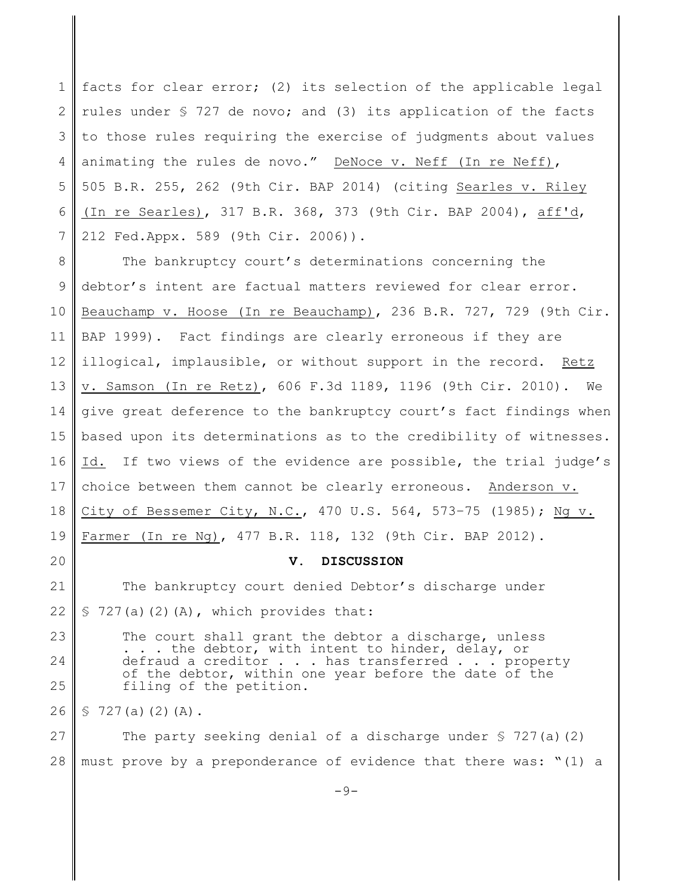facts for clear error; (2) its selection of the applicable legal rules under § 727 de novo; and (3) its application of the facts to those rules requiring the exercise of judgments about values animating the rules de novo." DeNoce v. Neff (In re Neff), 505 B.R. 255, 262 (9th Cir. BAP 2014) (citing Searles v. Riley (In re Searles), 317 B.R. 368, 373 (9th Cir. BAP 2004), aff'd, 212 Fed.Appx. 589 (9th Cir. 2006)).

The bankruptcy court's determinations concerning the debtor's intent are factual matters reviewed for clear error. Beauchamp v. Hoose (In re Beauchamp), 236 B.R. 727, 729 (9th Cir. BAP 1999). Fact findings are clearly erroneous if they are illogical, implausible, or without support in the record. Retz v. Samson (In re Retz), 606 F.3d 1189, 1196 (9th Cir. 2010). We give great deference to the bankruptcy court's fact findings when based upon its determinations as to the credibility of witnesses. Id. If two views of the evidence are possible, the trial judge's choice between them cannot be clearly erroneous. Anderson v. City of Bessemer City, N.C., 470 U.S. 564, 573–75 (1985); Ng v. Farmer (In re Ng), 477 B.R. 118, 132 (9th Cir. BAP 2012).

## V. DISCUSSION

The bankruptcy court denied Debtor's discharge under § 727(a)(2)(A), which provides that:

> The court shall grant the debtor a discharge, unless . . . the debtor, with intent to hinder, delay, or defraud a creditor . . . has transferred . . . property of the debtor, within one year before the date of the filing of the petition.

§ 727(a)(2)(A).

The party seeking denial of a discharge under § 727(a)(2) must prove by a preponderance of evidence that there was: "(1) a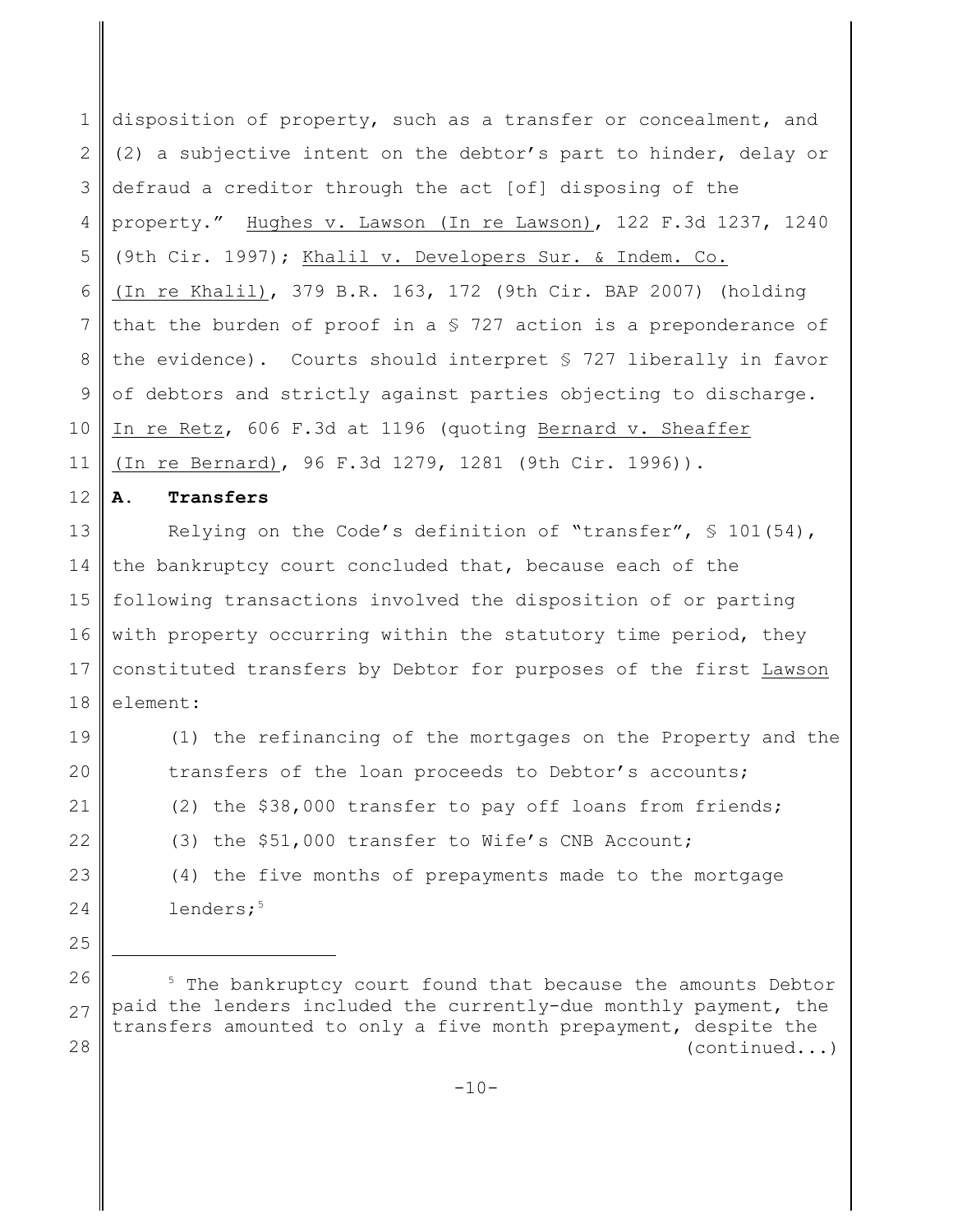disposition of property, such as a transfer or concealment, and (2) a subjective intent on the debtor's part to hinder, delay or defraud a creditor through the act [of] disposing of the property." Hughes v. Lawson (In re Lawson), 122 F.3d 1237, 1240 (9th Cir. 1997); Khalil v. Developers Sur. & Indem. Co. (In re Khalil), 379 B.R. 163, 172 (9th Cir. BAP 2007) (holding that the burden of proof in a § 727 action is a preponderance of the evidence). Courts should interpret § 727 liberally in favor of debtors and strictly against parties objecting to discharge. In re Retz, 606 F.3d at 1196 (quoting Bernard v. Sheaffer (In re Bernard), 96 F.3d 1279, 1281 (9th Cir. 1996)).

**A. Transfers**

Relying on the Code's definition of "transfer", § 101(54), the bankruptcy court concluded that, because each of the following transactions involved the disposition of or parting with property occurring within the statutory time period, they constituted transfers by Debtor for purposes of the first Lawson element:

(1) the refinancing of the mortgages on the Property and the transfers of the loan proceeds to Debtor's accounts;

(2) the $38,000 transfer to pay off loans from friends;

(3) the $51,000 transfer to Wife's CNB Account;

(4) the five months of prepayments made to the mortgage lenders;[5]

---

[5] The bankruptcy court found that because the amounts Debtor paid the lenders included the currently-due monthly payment, the transfers amounted to only a five month prepayment, despite the (continued...)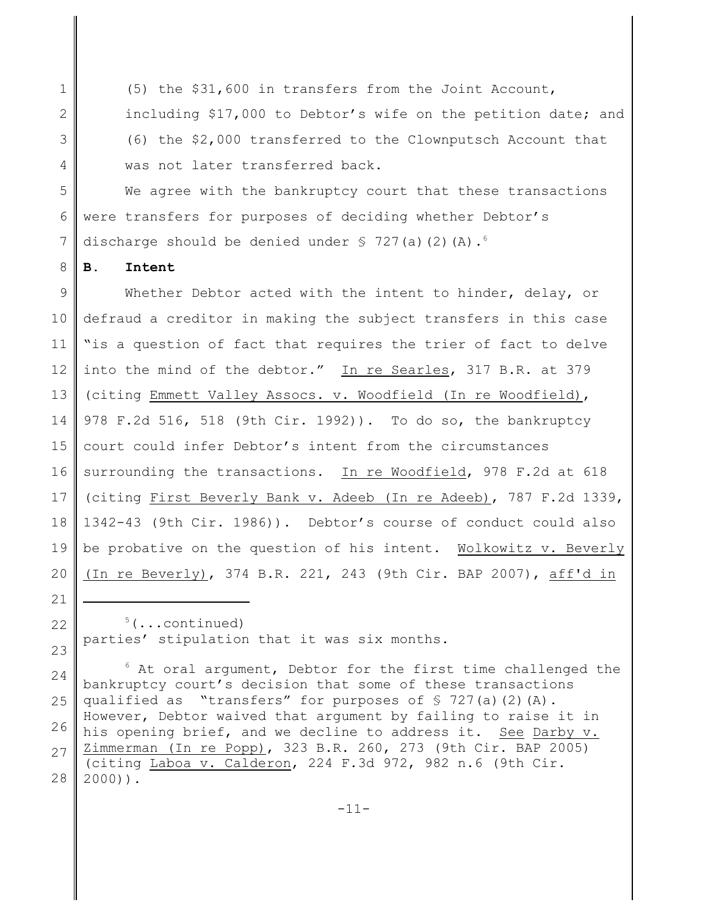(5) the $31,600 in transfers from the Joint Account, including $17,000 to Debtor's wife on the petition date; and (6) the $2,000 transferred to the Clownputsch Account that was not later transferred back.

We agree with the bankruptcy court that these transactions were transfers for purposes of deciding whether Debtor's discharge should be denied under § 727(a)(2)(A).[6]

**B. Intent**

Whether Debtor acted with the intent to hinder, delay, or defraud a creditor in making the subject transfers in this case "is a question of fact that requires the trier of fact to delve into the mind of the debtor." In re Searles, 317 B.R. at 379 (citing Emmett Valley Assocs. v. Woodfield (In re Woodfield), 978 F.2d 516, 518 (9th Cir. 1992)). To do so, the bankruptcy court could infer Debtor's intent from the circumstances surrounding the transactions. In re Woodfield, 978 F.2d at 618 (citing First Beverly Bank v. Adeeb (In re Adeeb), 787 F.2d 1339, 1342-43 (9th Cir. 1986)). Debtor's course of conduct could also be probative on the question of his intent. Wolkowitz v. Beverly (In re Beverly), 374 B.R. 221, 243 (9th Cir. BAP 2007), aff'd in

---

[5](...continued) parties' stipulation that it was six months.

[6] At oral argument, Debtor for the first time challenged the bankruptcy court's decision that some of these transactions qualified as "transfers" for purposes of § 727(a)(2)(A). However, Debtor waived that argument by failing to raise it in his opening brief, and we decline to address it. See Darby v. Zimmerman (In re Popp), 323 B.R. 260, 273 (9th Cir. BAP 2005) (citing Laboa v. Calderon, 224 F.3d 972, 982 n.6 (9th Cir. 2000)).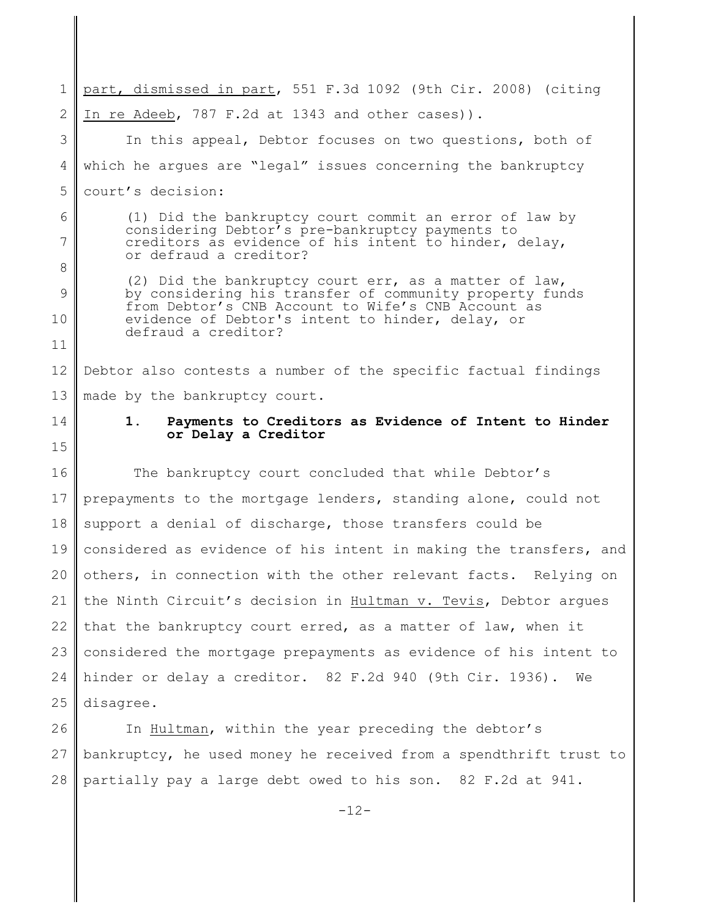part, dismissed in part, 551 F.3d 1092 (9th Cir. 2008) (citing In re Adeeb, 787 F.2d at 1343 and other cases)).

In this appeal, Debtor focuses on two questions, both of which he argues are "legal" issues concerning the bankruptcy court's decision:

> (1) Did the bankruptcy court commit an error of law by considering Debtor's pre-bankruptcy payments to creditors as evidence of his intent to hinder, delay, or defraud a creditor?
>
> (2) Did the bankruptcy court err, as a matter of law, by considering his transfer of community property funds from Debtor's CNB Account to Wife's CNB Account as evidence of Debtor's intent to hinder, delay, or defraud a creditor?

Debtor also contests a number of the specific factual findings made by the bankruptcy court.

### 1. Payments to Creditors as Evidence of Intent to Hinder or Delay a Creditor

The bankruptcy court concluded that while Debtor's prepayments to the mortgage lenders, standing alone, could not support a denial of discharge, those transfers could be considered as evidence of his intent in making the transfers, and others, in connection with the other relevant facts. Relying on the Ninth Circuit's decision in Hultman v. Tevis, Debtor argues that the bankruptcy court erred, as a matter of law, when it considered the mortgage prepayments as evidence of his intent to hinder or delay a creditor. 82 F.2d 940 (9th Cir. 1936). We disagree.

In Hultman, within the year preceding the debtor's bankruptcy, he used money he received from a spendthrift trust to partially pay a large debt owed to his son. 82 F.2d at 941.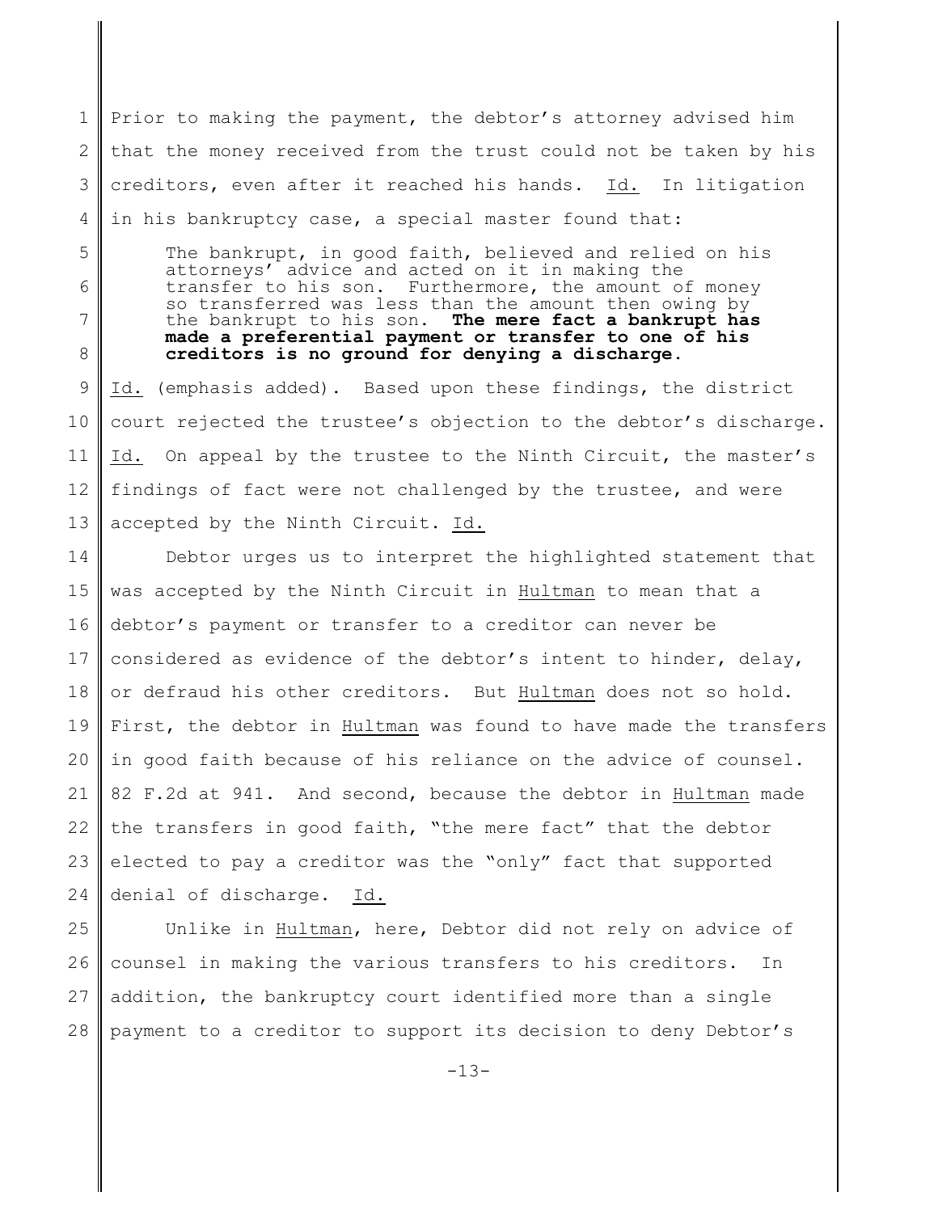Prior to making the payment, the debtor's attorney advised him that the money received from the trust could not be taken by his creditors, even after it reached his hands. Id. In litigation in his bankruptcy case, a special master found that:

> The bankrupt, in good faith, believed and relied on his attorneys' advice and acted on it in making the transfer to his son. Furthermore, the amount of money so transferred was less than the amount then owing by the bankrupt to his son. **The mere fact a bankrupt has made a preferential payment or transfer to one of his creditors is no ground for denying a discharge.**

Id. (emphasis added). Based upon these findings, the district court rejected the trustee's objection to the debtor's discharge. Id. On appeal by the trustee to the Ninth Circuit, the master's findings of fact were not challenged by the trustee, and were accepted by the Ninth Circuit. Id.

Debtor urges us to interpret the highlighted statement that was accepted by the Ninth Circuit in Hultman to mean that a debtor's payment or transfer to a creditor can never be considered as evidence of the debtor's intent to hinder, delay, or defraud his other creditors. But Hultman does not so hold. First, the debtor in Hultman was found to have made the transfers in good faith because of his reliance on the advice of counsel. 82 F.2d at 941. And second, because the debtor in Hultman made the transfers in good faith, "the mere fact" that the debtor elected to pay a creditor was the "only" fact that supported denial of discharge. Id.

Unlike in Hultman, here, Debtor did not rely on advice of counsel in making the various transfers to his creditors. In addition, the bankruptcy court identified more than a single payment to a creditor to support its decision to deny Debtor's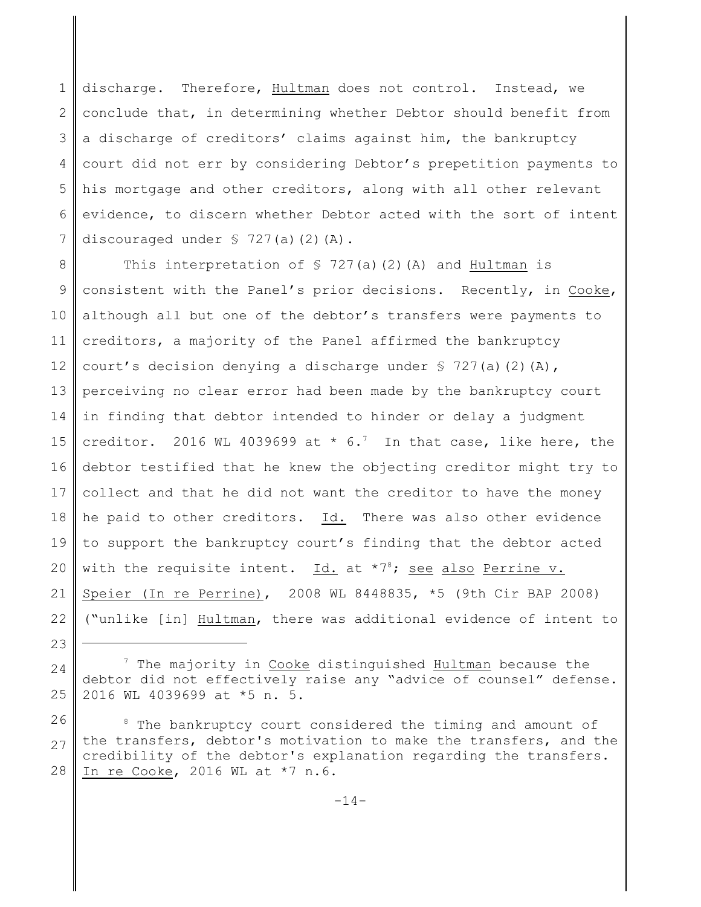discharge. Therefore, Hultman does not control. Instead, we conclude that, in determining whether Debtor should benefit from a discharge of creditors' claims against him, the bankruptcy court did not err by considering Debtor's prepetition payments to his mortgage and other creditors, along with all other relevant evidence, to discern whether Debtor acted with the sort of intent discouraged under § 727(a)(2)(A).

This interpretation of § 727(a)(2)(A) and Hultman is consistent with the Panel's prior decisions. Recently, in Cooke, although all but one of the debtor's transfers were payments to creditors, a majority of the Panel affirmed the bankruptcy court's decision denying a discharge under § 727(a)(2)(A), perceiving no clear error had been made by the bankruptcy court in finding that debtor intended to hinder or delay a judgment creditor. 2016 WL 4039699 at * 6.[7] In that case, like here, the debtor testified that he knew the objecting creditor might try to collect and that he did not want the creditor to have the money he paid to other creditors. Id. There was also other evidence to support the bankruptcy court's finding that the debtor acted with the requisite intent. Id. at *7[8]; see also Perrine v. Speier (In re Perrine), 2008 WL 8448835, *5 (9th Cir BAP 2008) ("unlike [in] Hultman, there was additional evidence of intent to

---

[7] The majority in Cooke distinguished Hultman because the debtor did not effectively raise any "advice of counsel" defense. 2016 WL 4039699 at *5 n. 5.

[8] The bankruptcy court considered the timing and amount of the transfers, debtor's motivation to make the transfers, and the credibility of the debtor's explanation regarding the transfers. In re Cooke, 2016 WL at *7 n.6.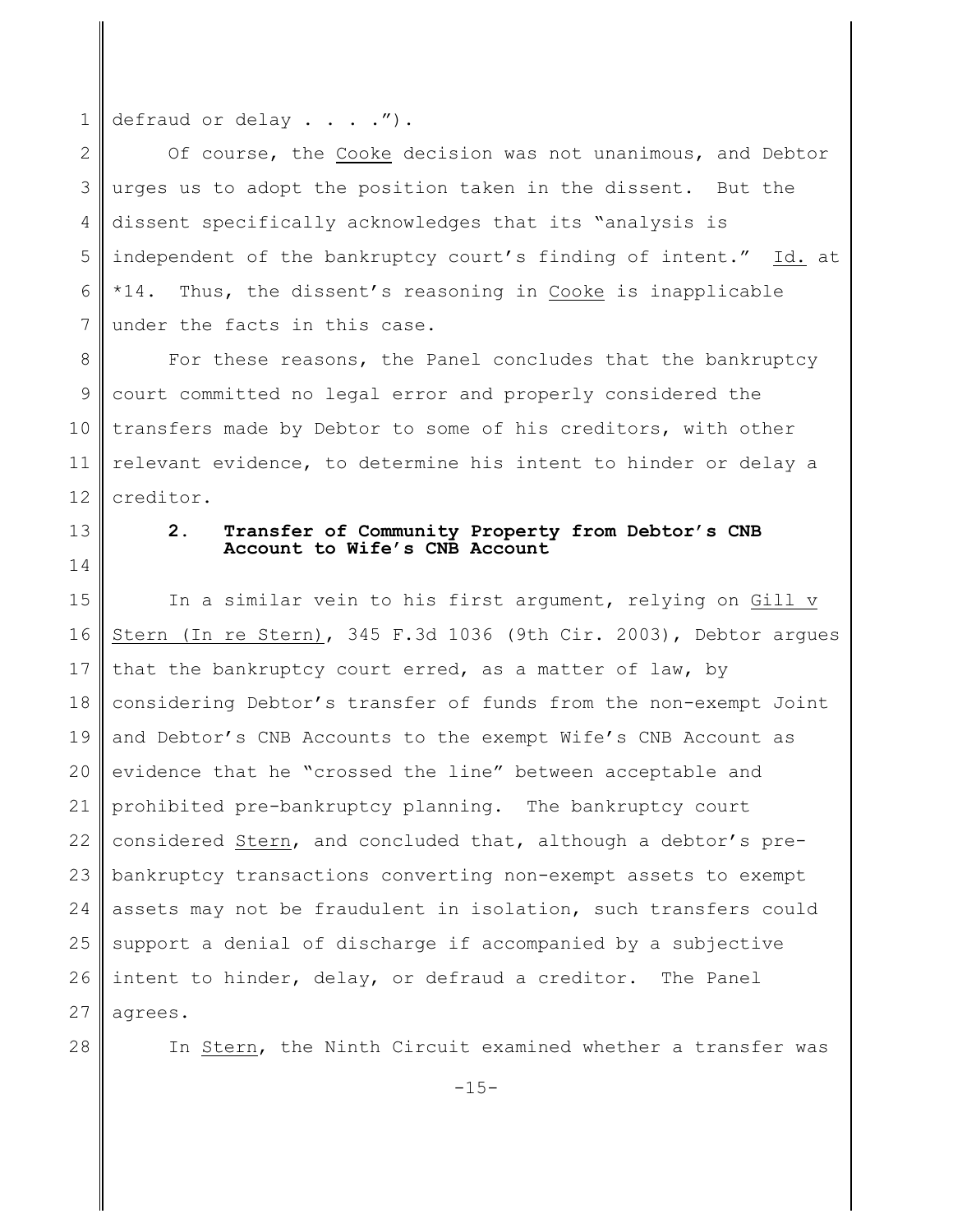defraud or delay . . . .").

Of course, the Cooke decision was not unanimous, and Debtor urges us to adopt the position taken in the dissent. But the dissent specifically acknowledges that its "analysis is independent of the bankruptcy court's finding of intent." Id. at *14. Thus, the dissent's reasoning in Cooke is inapplicable under the facts in this case.

For these reasons, the Panel concludes that the bankruptcy court committed no legal error and properly considered the transfers made by Debtor to some of his creditors, with other relevant evidence, to determine his intent to hinder or delay a creditor.

### 2. Transfer of Community Property from Debtor's CNB Account to Wife's CNB Account

In a similar vein to his first argument, relying on Gill v Stern (In re Stern), 345 F.3d 1036 (9th Cir. 2003), Debtor argues that the bankruptcy court erred, as a matter of law, by considering Debtor's transfer of funds from the non-exempt Joint and Debtor's CNB Accounts to the exempt Wife's CNB Account as evidence that he "crossed the line" between acceptable and prohibited pre-bankruptcy planning. The bankruptcy court considered Stern, and concluded that, although a debtor's pre-bankruptcy transactions converting non-exempt assets to exempt assets may not be fraudulent in isolation, such transfers could support a denial of discharge if accompanied by a subjective intent to hinder, delay, or defraud a creditor. The Panel agrees.

In Stern, the Ninth Circuit examined whether a transfer was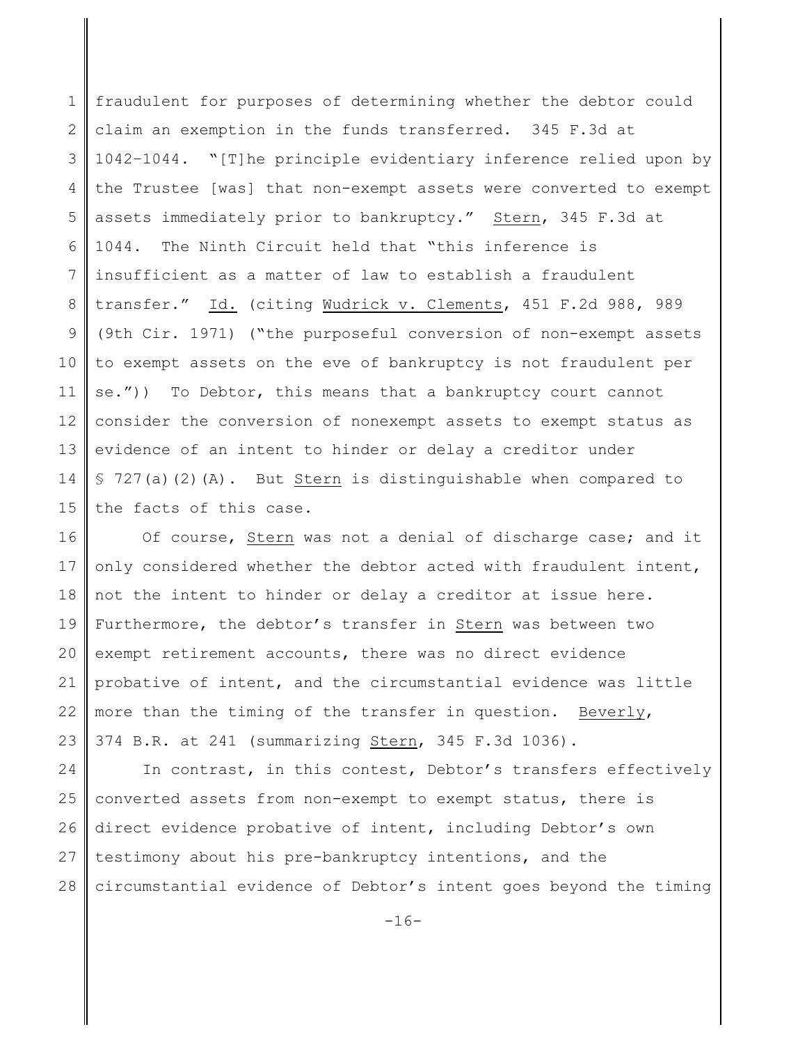fraudulent for purposes of determining whether the debtor could claim an exemption in the funds transferred. 345 F.3d at 1042–1044. "[T]he principle evidentiary inference relied upon by the Trustee [was] that non-exempt assets were converted to exempt assets immediately prior to bankruptcy." Stern, 345 F.3d at 1044. The Ninth Circuit held that "this inference is insufficient as a matter of law to establish a fraudulent transfer." Id. (citing Wudrick v. Clements, 451 F.2d 988, 989 (9th Cir. 1971) ("the purposeful conversion of non-exempt assets to exempt assets on the eve of bankruptcy is not fraudulent per se.")) To Debtor, this means that a bankruptcy court cannot consider the conversion of nonexempt assets to exempt status as evidence of an intent to hinder or delay a creditor under § 727(a)(2)(A). But Stern is distinguishable when compared to the facts of this case.

Of course, Stern was not a denial of discharge case; and it only considered whether the debtor acted with fraudulent intent, not the intent to hinder or delay a creditor at issue here. Furthermore, the debtor's transfer in Stern was between two exempt retirement accounts, there was no direct evidence probative of intent, and the circumstantial evidence was little more than the timing of the transfer in question. Beverly, 374 B.R. at 241 (summarizing Stern, 345 F.3d 1036).

In contrast, in this contest, Debtor's transfers effectively converted assets from non-exempt to exempt status, there is direct evidence probative of intent, including Debtor's own testimony about his pre-bankruptcy intentions, and the circumstantial evidence of Debtor's intent goes beyond the timing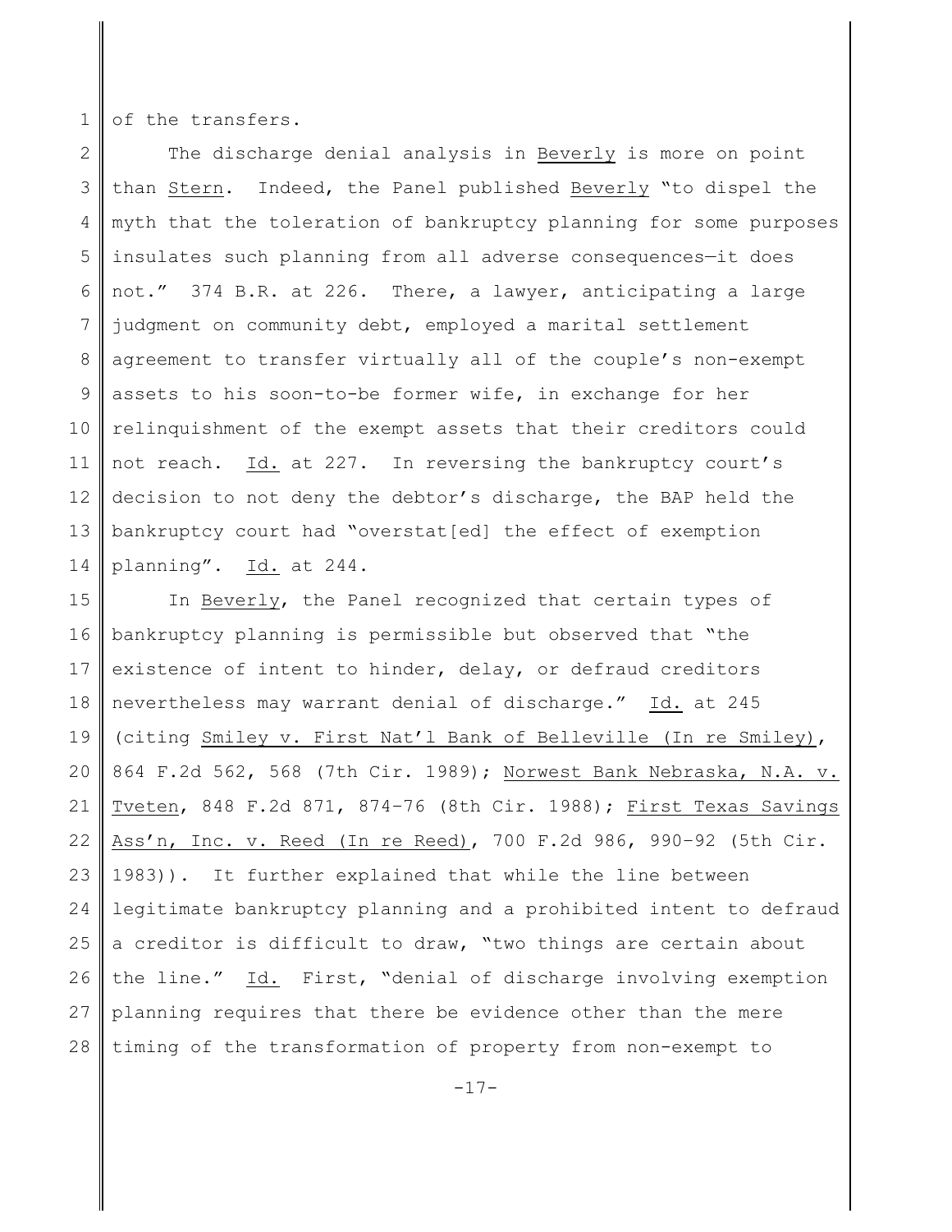of the transfers.

The discharge denial analysis in Beverly is more on point than Stern. Indeed, the Panel published Beverly "to dispel the myth that the toleration of bankruptcy planning for some purposes insulates such planning from all adverse consequences—it does not." 374 B.R. at 226. There, a lawyer, anticipating a large judgment on community debt, employed a marital settlement agreement to transfer virtually all of the couple's non-exempt assets to his soon-to-be former wife, in exchange for her relinquishment of the exempt assets that their creditors could not reach. Id. at 227. In reversing the bankruptcy court's decision to not deny the debtor's discharge, the BAP held the bankruptcy court had "overstat[ed] the effect of exemption planning". Id. at 244.

In Beverly, the Panel recognized that certain types of bankruptcy planning is permissible but observed that "the existence of intent to hinder, delay, or defraud creditors nevertheless may warrant denial of discharge." Id. at 245 (citing Smiley v. First Nat'l Bank of Belleville (In re Smiley), 864 F.2d 562, 568 (7th Cir. 1989); Norwest Bank Nebraska, N.A. v. Tveten, 848 F.2d 871, 874–76 (8th Cir. 1988); First Texas Savings Ass'n, Inc. v. Reed (In re Reed), 700 F.2d 986, 990–92 (5th Cir. 1983)). It further explained that while the line between legitimate bankruptcy planning and a prohibited intent to defraud a creditor is difficult to draw, "two things are certain about the line." Id. First, "denial of discharge involving exemption planning requires that there be evidence other than the mere timing of the transformation of property from non-exempt to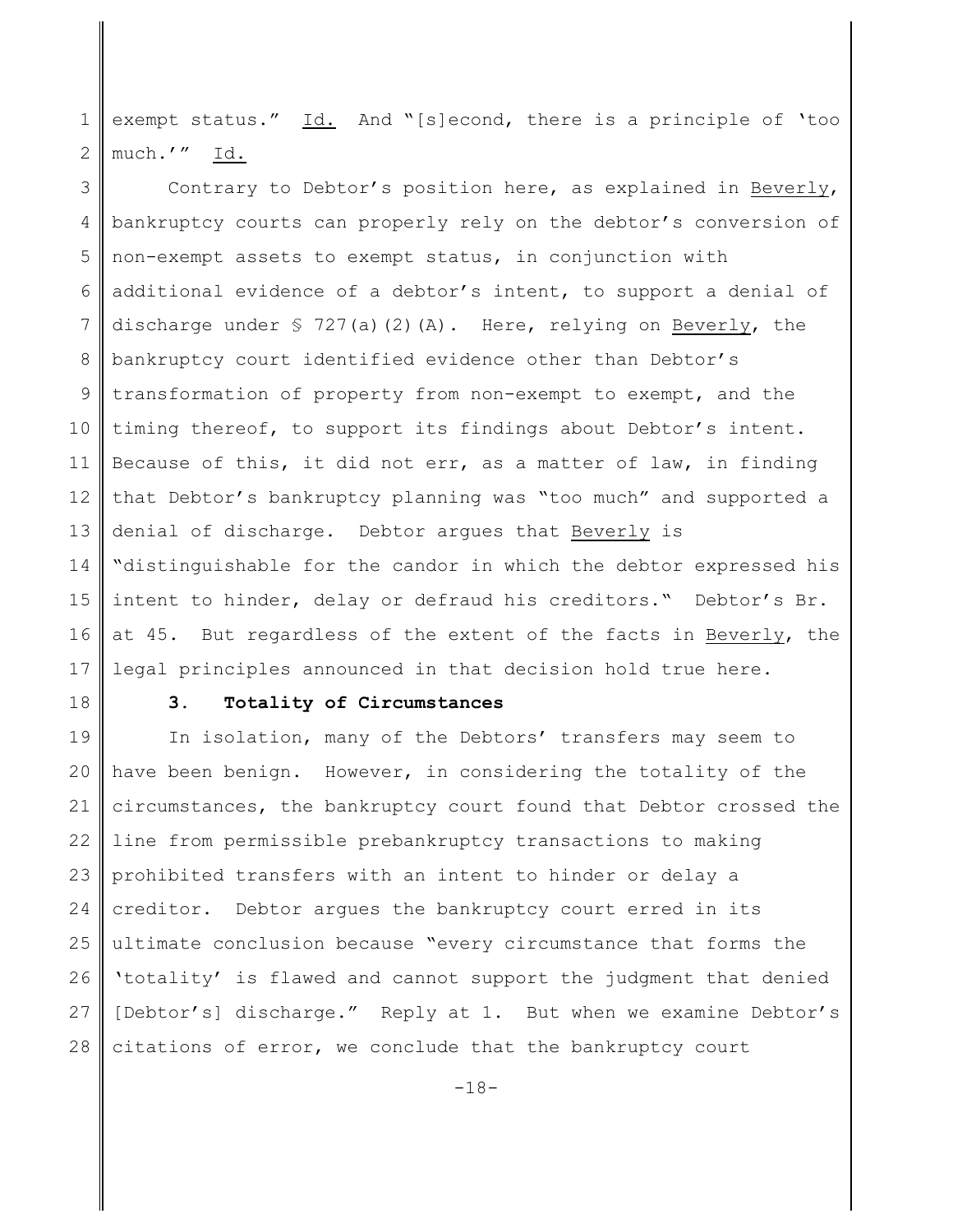exempt status." Id. And "[s]econd, there is a principle of 'too much.'" Id.

Contrary to Debtor's position here, as explained in Beverly, bankruptcy courts can properly rely on the debtor's conversion of non-exempt assets to exempt status, in conjunction with additional evidence of a debtor's intent, to support a denial of discharge under § 727(a)(2)(A). Here, relying on Beverly, the bankruptcy court identified evidence other than Debtor's transformation of property from non-exempt to exempt, and the timing thereof, to support its findings about Debtor's intent. Because of this, it did not err, as a matter of law, in finding that Debtor's bankruptcy planning was "too much" and supported a denial of discharge. Debtor argues that Beverly is "distinguishable for the candor in which the debtor expressed his intent to hinder, delay or defraud his creditors." Debtor's Br. at 45. But regardless of the extent of the facts in Beverly, the legal principles announced in that decision hold true here.

### 3. Totality of Circumstances

In isolation, many of the Debtors' transfers may seem to have been benign. However, in considering the totality of the circumstances, the bankruptcy court found that Debtor crossed the line from permissible prebankruptcy transactions to making prohibited transfers with an intent to hinder or delay a creditor. Debtor argues the bankruptcy court erred in its ultimate conclusion because "every circumstance that forms the 'totality' is flawed and cannot support the judgment that denied [Debtor's] discharge." Reply at 1. But when we examine Debtor's citations of error, we conclude that the bankruptcy court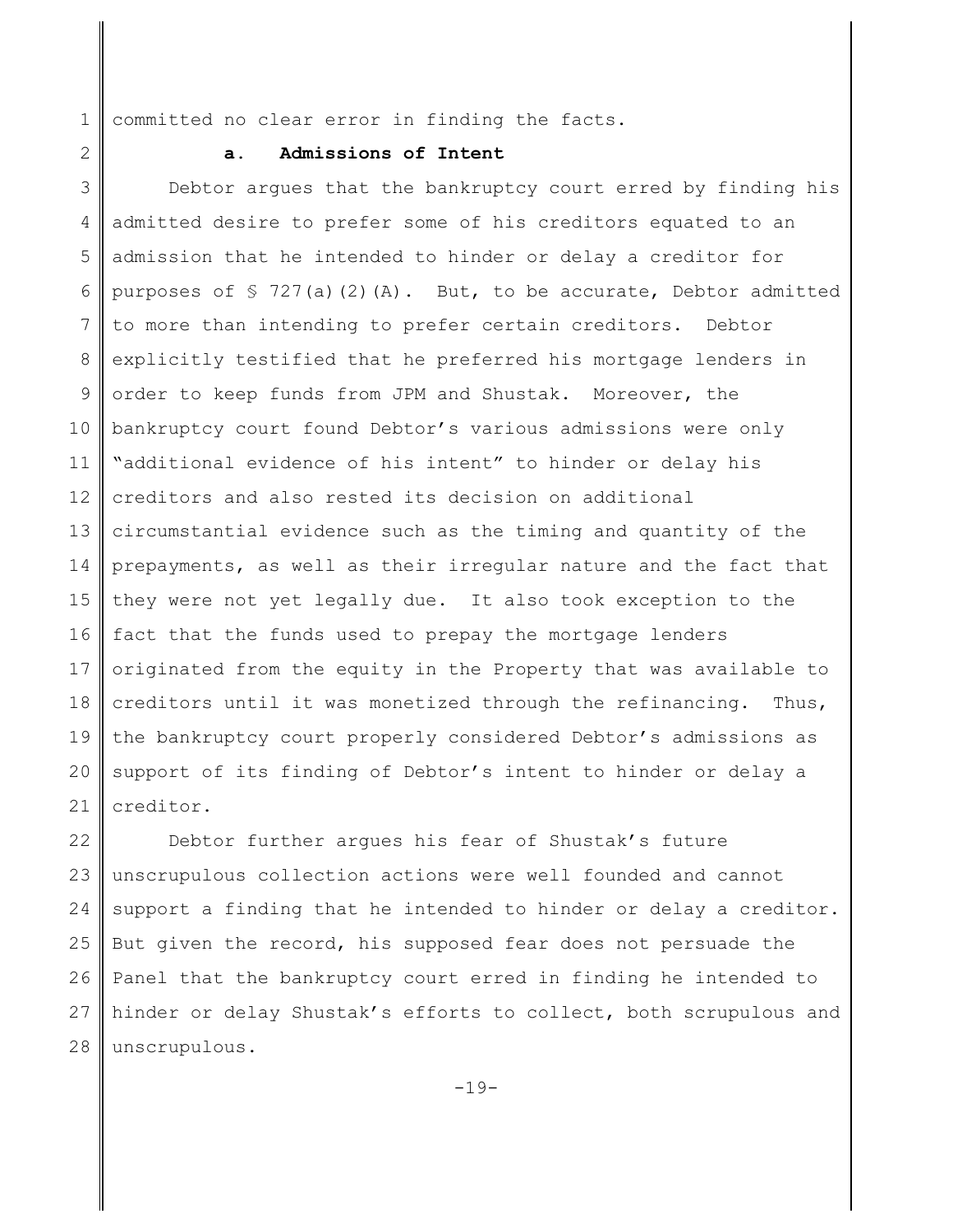committed no clear error in finding the facts.

### a. Admissions of Intent

Debtor argues that the bankruptcy court erred by finding his admitted desire to prefer some of his creditors equated to an admission that he intended to hinder or delay a creditor for purposes of § 727(a)(2)(A). But, to be accurate, Debtor admitted to more than intending to prefer certain creditors. Debtor explicitly testified that he preferred his mortgage lenders in order to keep funds from JPM and Shustak. Moreover, the bankruptcy court found Debtor's various admissions were only "additional evidence of his intent" to hinder or delay his creditors and also rested its decision on additional circumstantial evidence such as the timing and quantity of the prepayments, as well as their irregular nature and the fact that they were not yet legally due. It also took exception to the fact that the funds used to prepay the mortgage lenders originated from the equity in the Property that was available to creditors until it was monetized through the refinancing. Thus, the bankruptcy court properly considered Debtor's admissions as support of its finding of Debtor's intent to hinder or delay a creditor.

Debtor further argues his fear of Shustak's future unscrupulous collection actions were well founded and cannot support a finding that he intended to hinder or delay a creditor. But given the record, his supposed fear does not persuade the Panel that the bankruptcy court erred in finding he intended to hinder or delay Shustak's efforts to collect, both scrupulous and unscrupulous.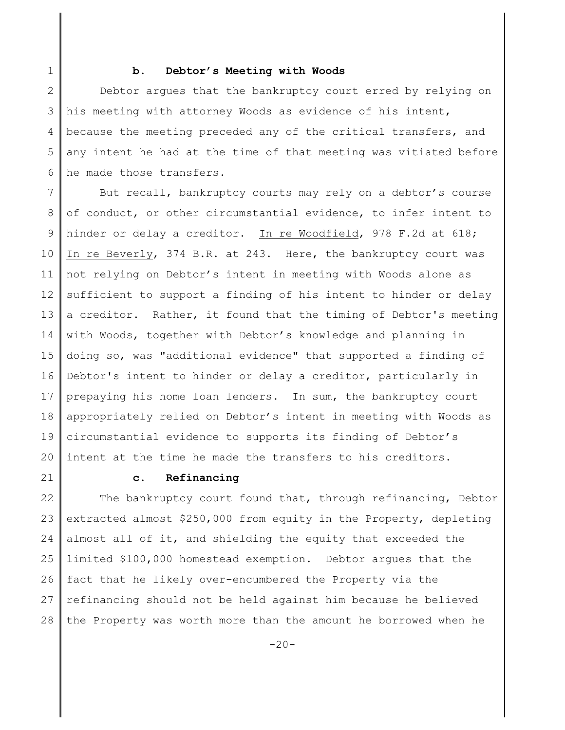**b. Debtor's Meeting with Woods**

Debtor argues that the bankruptcy court erred by relying on his meeting with attorney Woods as evidence of his intent, because the meeting preceded any of the critical transfers, and any intent he had at the time of that meeting was vitiated before he made those transfers.

But recall, bankruptcy courts may rely on a debtor's course of conduct, or other circumstantial evidence, to infer intent to hinder or delay a creditor. In re Woodfield, 978 F.2d at 618; In re Beverly, 374 B.R. at 243. Here, the bankruptcy court was not relying on Debtor's intent in meeting with Woods alone as sufficient to support a finding of his intent to hinder or delay a creditor. Rather, it found that the timing of Debtor's meeting with Woods, together with Debtor's knowledge and planning in doing so, was "additional evidence" that supported a finding of Debtor's intent to hinder or delay a creditor, particularly in prepaying his home loan lenders. In sum, the bankruptcy court appropriately relied on Debtor's intent in meeting with Woods as circumstantial evidence to supports its finding of Debtor's intent at the time he made the transfers to his creditors.

**c. Refinancing**

The bankruptcy court found that, through refinancing, Debtor extracted almost $250,000 from equity in the Property, depleting almost all of it, and shielding the equity that exceeded the limited $100,000 homestead exemption. Debtor argues that the fact that he likely over-encumbered the Property via the refinancing should not be held against him because he believed the Property was worth more than the amount he borrowed when he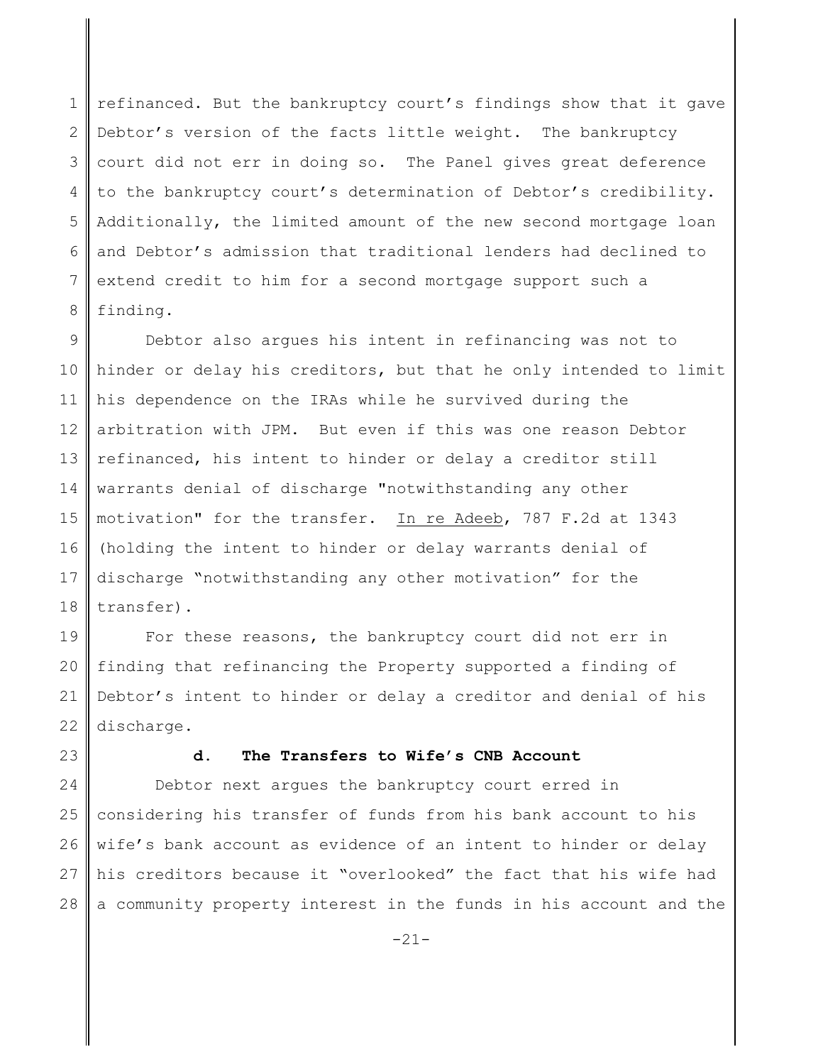refinanced. But the bankruptcy court's findings show that it gave Debtor's version of the facts little weight. The bankruptcy court did not err in doing so. The Panel gives great deference to the bankruptcy court's determination of Debtor's credibility. Additionally, the limited amount of the new second mortgage loan and Debtor's admission that traditional lenders had declined to extend credit to him for a second mortgage support such a finding.

Debtor also argues his intent in refinancing was not to hinder or delay his creditors, but that he only intended to limit his dependence on the IRAs while he survived during the arbitration with JPM. But even if this was one reason Debtor refinanced, his intent to hinder or delay a creditor still warrants denial of discharge "notwithstanding any other motivation" for the transfer. In re Adeeb, 787 F.2d at 1343 (holding the intent to hinder or delay warrants denial of discharge "notwithstanding any other motivation" for the transfer).

For these reasons, the bankruptcy court did not err in finding that refinancing the Property supported a finding of Debtor's intent to hinder or delay a creditor and denial of his discharge.

**d. The Transfers to Wife's CNB Account**

Debtor next argues the bankruptcy court erred in considering his transfer of funds from his bank account to his wife's bank account as evidence of an intent to hinder or delay his creditors because it "overlooked" the fact that his wife had a community property interest in the funds in his account and the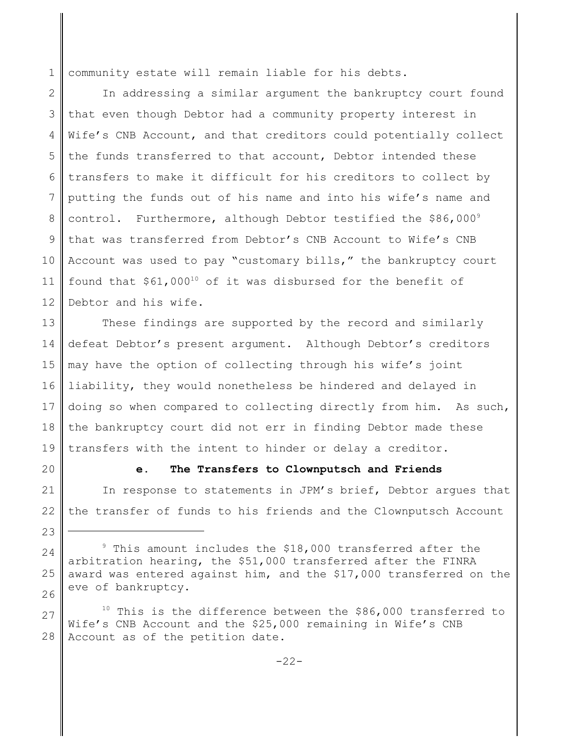community estate will remain liable for his debts.

In addressing a similar argument the bankruptcy court found that even though Debtor had a community property interest in Wife's CNB Account, and that creditors could potentially collect the funds transferred to that account, Debtor intended these transfers to make it difficult for his creditors to collect by putting the funds out of his name and into his wife's name and control. Furthermore, although Debtor testified the $86,000[9] that was transferred from Debtor's CNB Account to Wife's CNB Account was used to pay "customary bills," the bankruptcy court found that $61,000[10] of it was disbursed for the benefit of Debtor and his wife.

These findings are supported by the record and similarly defeat Debtor's present argument. Although Debtor's creditors may have the option of collecting through his wife's joint liability, they would nonetheless be hindered and delayed in doing so when compared to collecting directly from him. As such, the bankruptcy court did not err in finding Debtor made these transfers with the intent to hinder or delay a creditor.

**e. The Transfers to Clownputsch and Friends**

In response to statements in JPM's brief, Debtor argues that the transfer of funds to his friends and the Clownputsch Account

---

[9] This amount includes the $18,000 transferred after the arbitration hearing, the $51,000 transferred after the FINRA award was entered against him, and the $17,000 transferred on the eve of bankruptcy.

[10] This is the difference between the $86,000 transferred to Wife's CNB Account and the $25,000 remaining in Wife's CNB Account as of the petition date.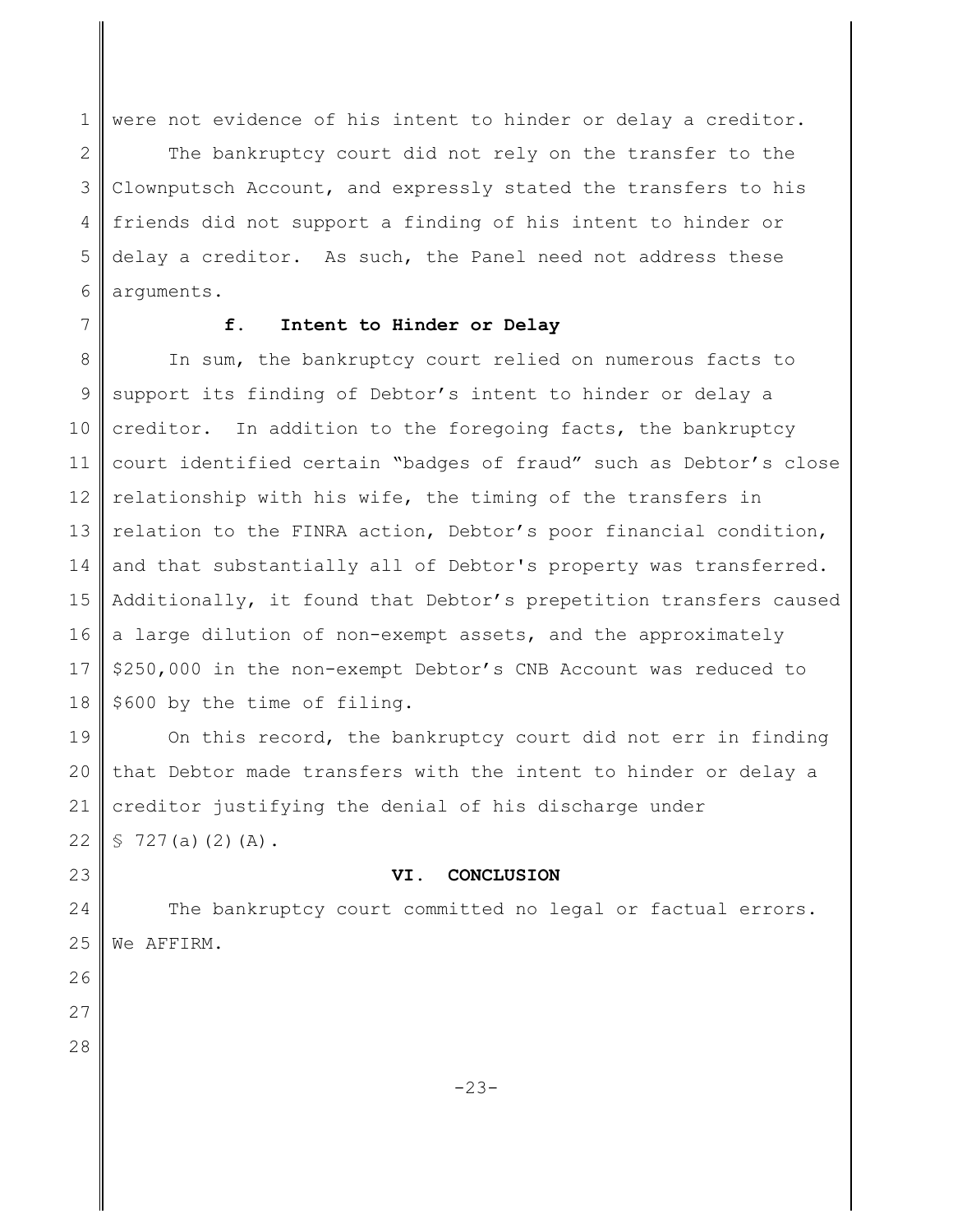were not evidence of his intent to hinder or delay a creditor.

The bankruptcy court did not rely on the transfer to the Clownputsch Account, and expressly stated the transfers to his friends did not support a finding of his intent to hinder or delay a creditor. As such, the Panel need not address these arguments.

**f. Intent to Hinder or Delay**

In sum, the bankruptcy court relied on numerous facts to support its finding of Debtor's intent to hinder or delay a creditor. In addition to the foregoing facts, the bankruptcy court identified certain "badges of fraud" such as Debtor's close relationship with his wife, the timing of the transfers in relation to the FINRA action, Debtor's poor financial condition, and that substantially all of Debtor's property was transferred. Additionally, it found that Debtor's prepetition transfers caused a large dilution of non-exempt assets, and the approximately $250,000 in the non-exempt Debtor's CNB Account was reduced to $600 by the time of filing.

On this record, the bankruptcy court did not err in finding that Debtor made transfers with the intent to hinder or delay a creditor justifying the denial of his discharge under § 727(a)(2)(A).

## VI. CONCLUSION

The bankruptcy court committed no legal or factual errors. We AFFIRM.